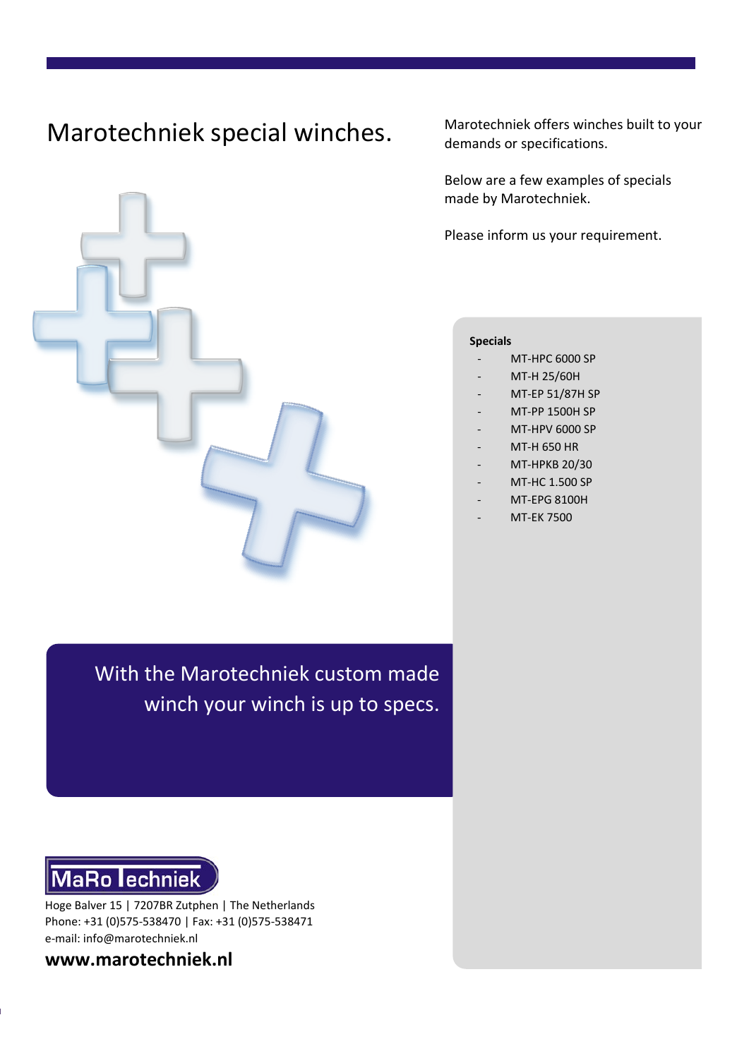# Marotechniek special winches.

Marotechniek offers winches built to your demands or specifications.

Below are a few examples of specials made by Marotechniek.

Please inform us your requirement.

**Specials**

- MT-HPC 6000 SP
- MT-H 25/60H
- MT-EP 51/87H SP
- MT-PP 1500H SP
- MT-HPV 6000 SP
- MT-H 650 HR
- MT-HPKB 20/30
- MT-HC 1.500 SP
- MT-EPG 8100H
- MT-EK 7500

With the Marotechniek custom made winch your winch is up to specs.

MaRo Techniek

Hoge Balver 15 | 7207BR Zutphen | The Netherlands
Phone: +31 (0)575-538470 | Fax: +31 (0)575-538471
e-mail: info@marotechniek.nl

**www.marotechniek.nl**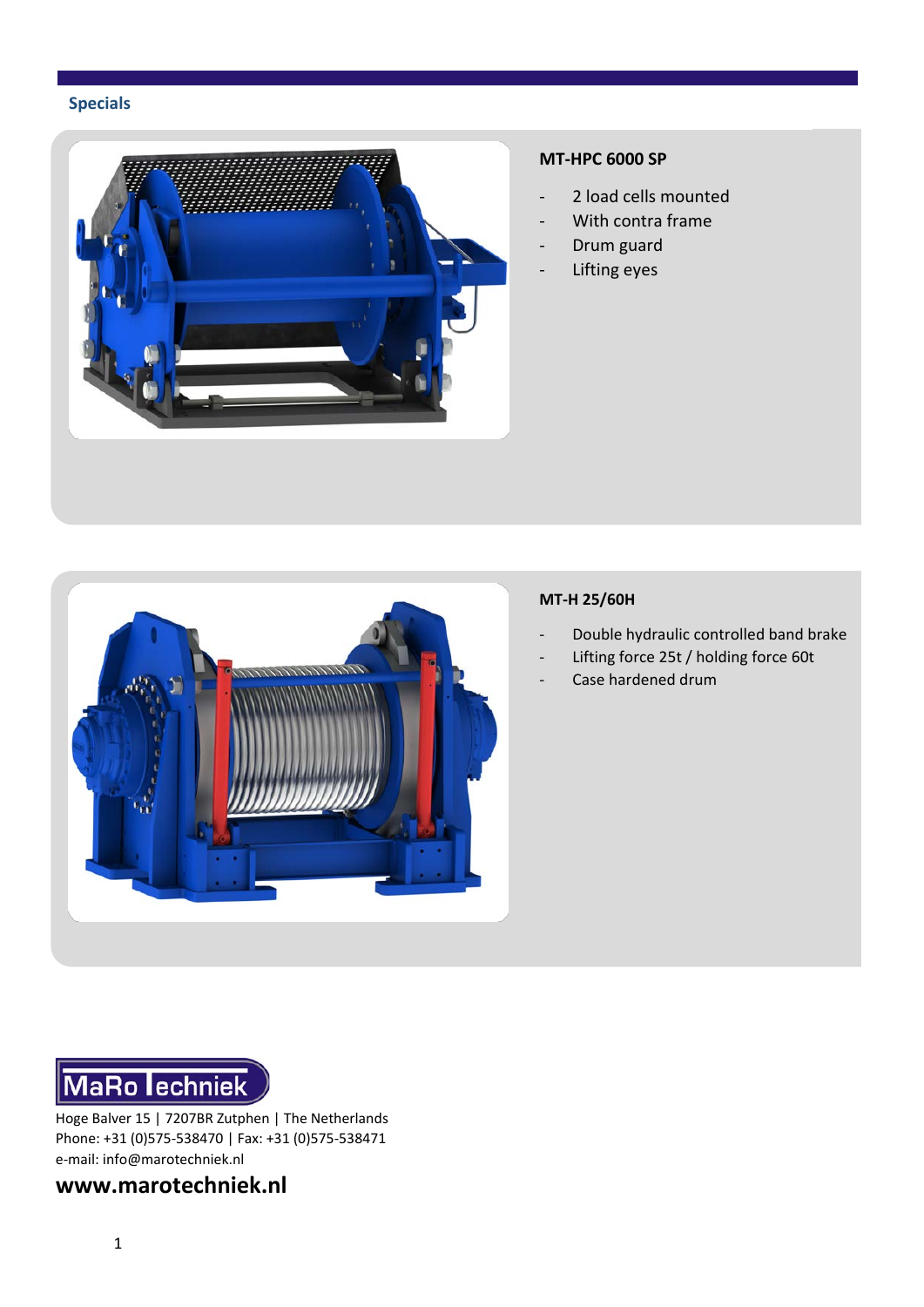## Specials

### MT-HPC 6000 SP

- 2 load cells mounted
- With contra frame
- Drum guard
- Lifting eyes

### MT-H 25/60H

- Double hydraulic controlled band brake
- Lifting force 25t / holding force 60t
- Case hardened drum

MaRo Techniek

Hoge Balver 15 | 7207BR Zutphen | The Netherlands
Phone: +31 (0)575-538470 | Fax: +31 (0)575-538471
e-mail: info@marotechniek.nl

**www.marotechniek.nl**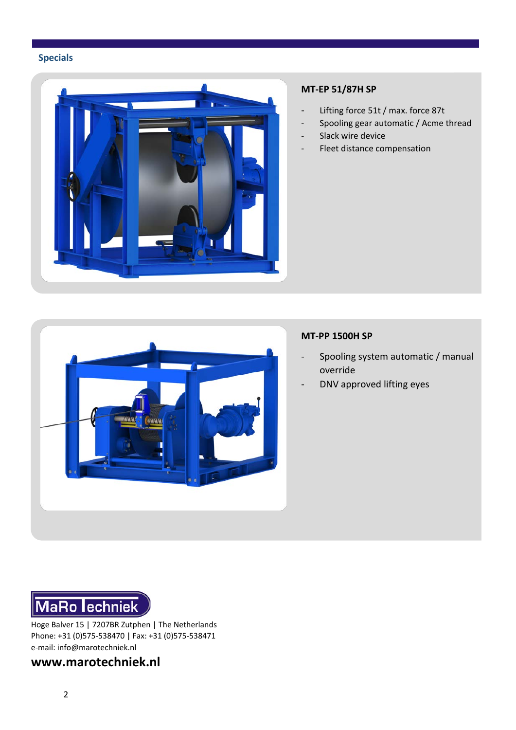## Specials

### MT-EP 51/87H SP

- Lifting force 51t / max. force 87t
- Spooling gear automatic / Acme thread
- Slack wire device
- Fleet distance compensation

### MT-PP 1500H SP

- Spooling system automatic / manual override
- DNV approved lifting eyes

MaRo Techniek

Hoge Balver 15 | 7207BR Zutphen | The Netherlands
Phone: +31 (0)575-538470 | Fax: +31 (0)575-538471
e-mail: info@marotechniek.nl

**www.marotechniek.nl**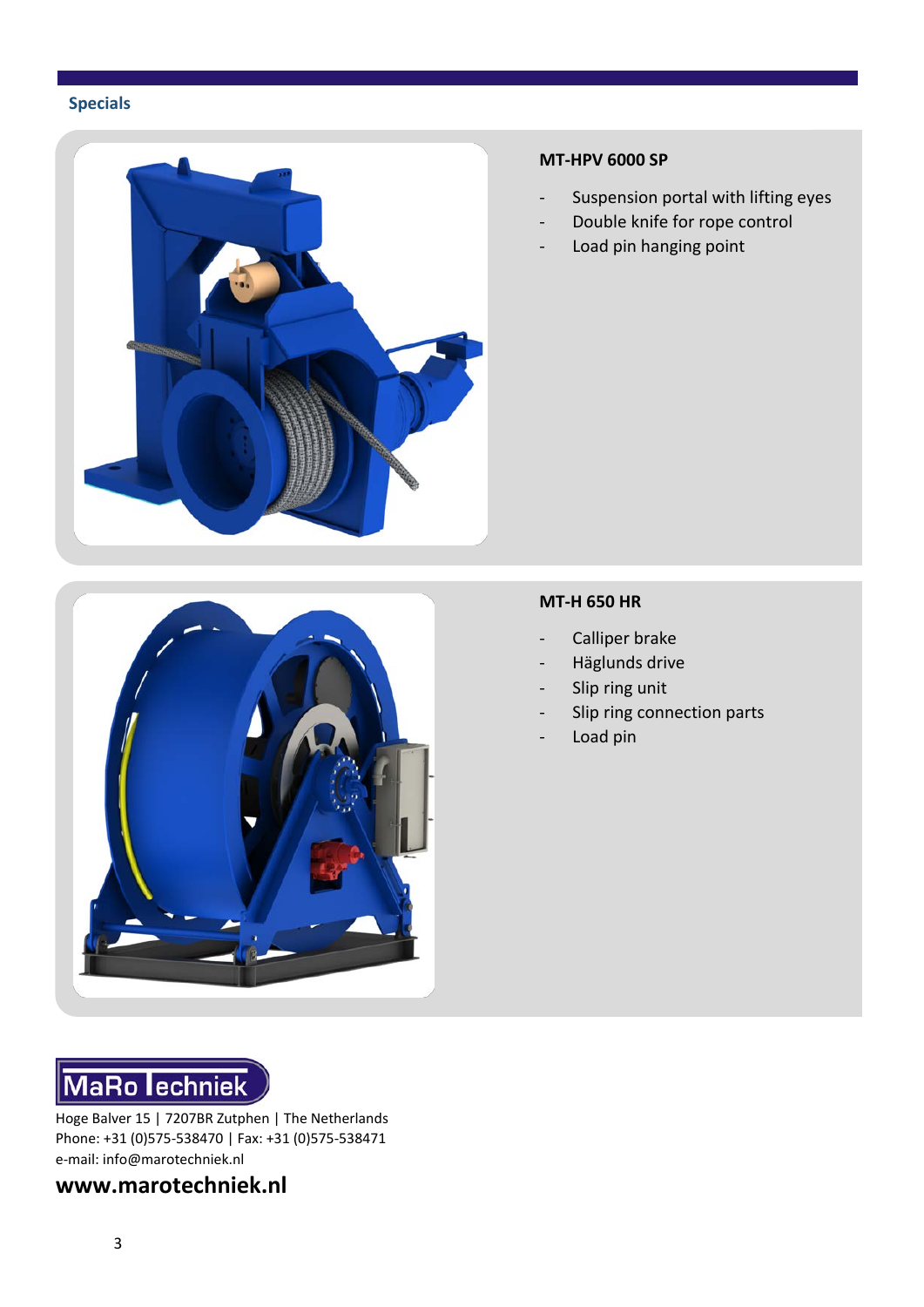## Specials

### MT-HPV 6000 SP

- Suspension portal with lifting eyes
- Double knife for rope control
- Load pin hanging point

### MT-H 650 HR

- Calliper brake
- Häglunds drive
- Slip ring unit
- Slip ring connection parts
- Load pin

MaRo Techniek

Hoge Balver 15 | 7207BR Zutphen | The Netherlands
Phone: +31 (0)575-538470 | Fax: +31 (0)575-538471
e-mail: info@marotechniek.nl

**www.marotechniek.nl**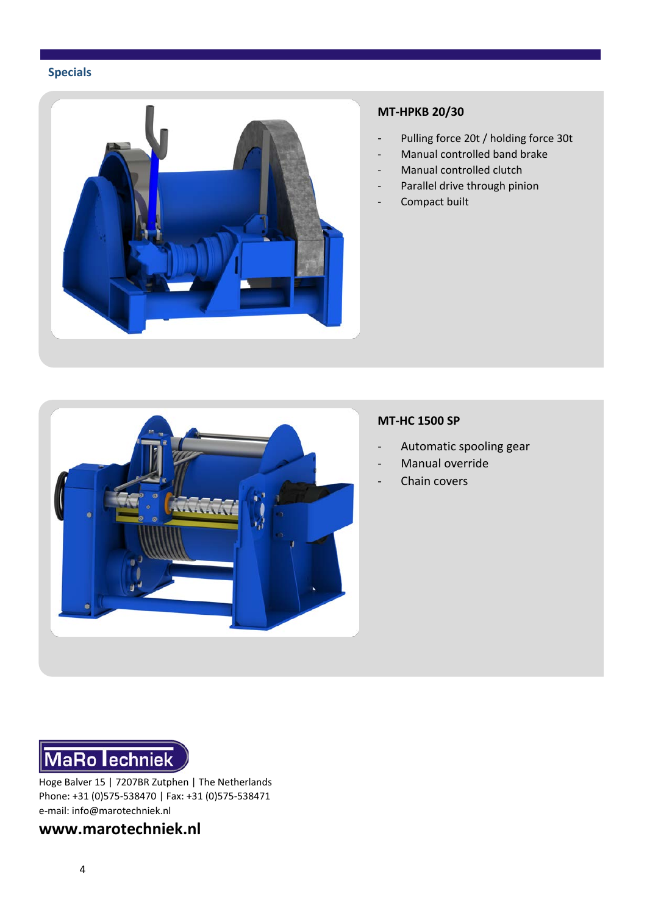## Specials

### MT-HPKB 20/30

- Pulling force 20t / holding force 30t
- Manual controlled band brake
- Manual controlled clutch
- Parallel drive through pinion
- Compact built

### MT-HC 1500 SP

- Automatic spooling gear
- Manual override
- Chain covers

MaRo Techniek

Hoge Balver 15 | 7207BR Zutphen | The Netherlands
Phone: +31 (0)575-538470 | Fax: +31 (0)575-538471
e-mail: info@marotechniek.nl

**www.marotechniek.nl**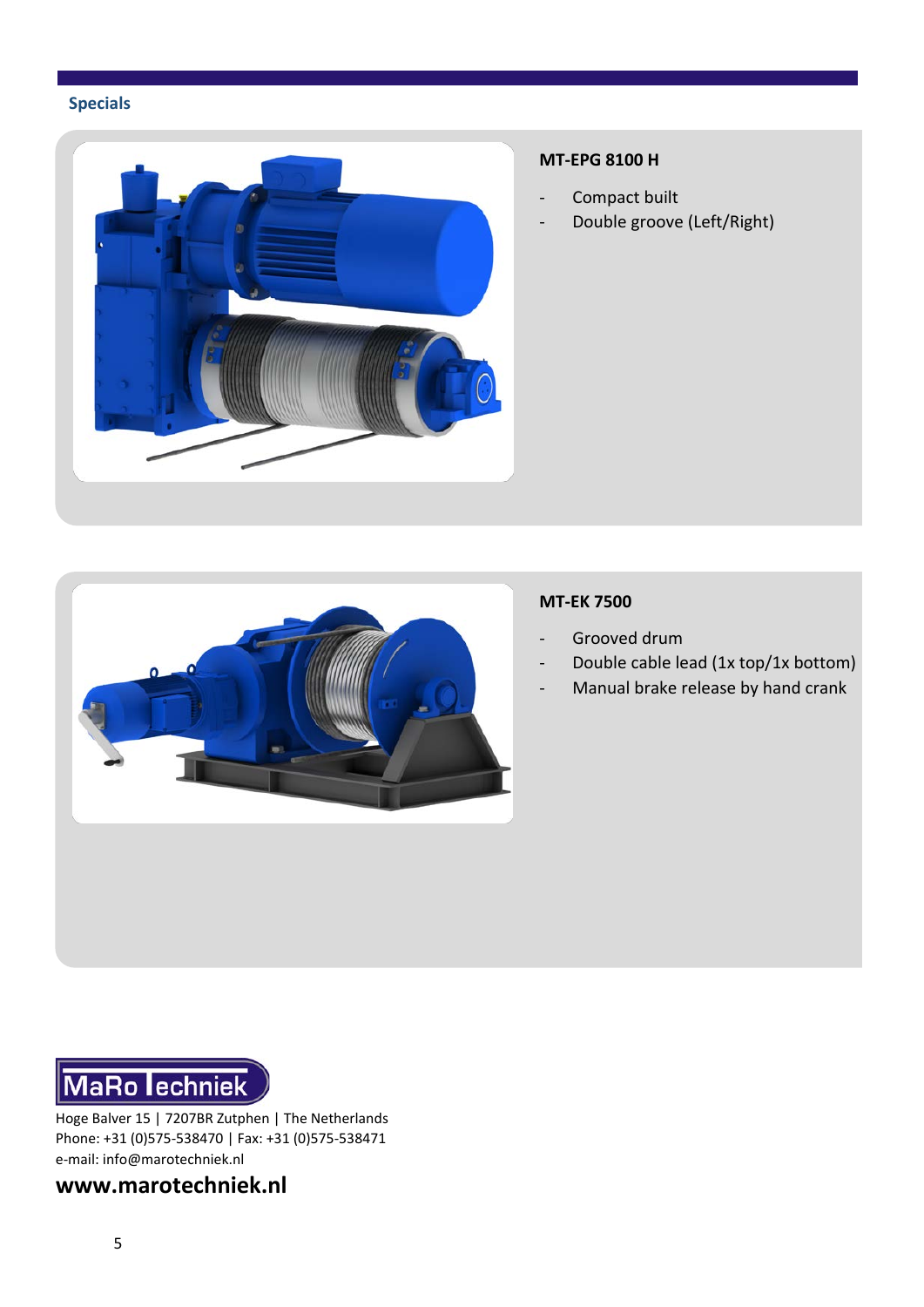## Specials

### MT-EPG 8100 H

- Compact built
- Double groove (Left/Right)

### MT-EK 7500

- Grooved drum
- Double cable lead (1x top/1x bottom)
- Manual brake release by hand crank

MaRo Techniek

Hoge Balver 15 | 7207BR Zutphen | The Netherlands
Phone: +31 (0)575-538470 | Fax: +31 (0)575-538471
e-mail: info@marotechniek.nl

**www.marotechniek.nl**